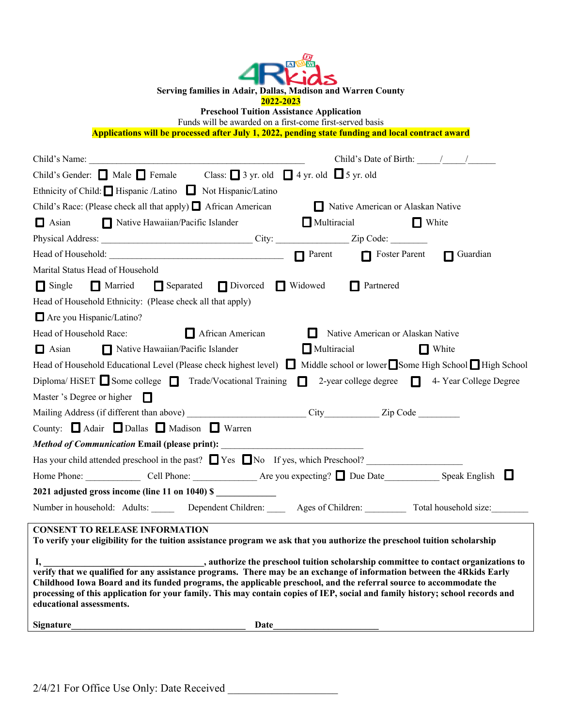4RKids

**Serving families in Adair, Dallas, Madison and Warren County**

**2022-2023**

**Preschool Tuition Assistance Application**

Funds will be awarded on a first-come first-served basis

**Applications will be processed after July 1, 2022, pending state funding and local contract award**

Child's Name: _____________________________________________ Child's Date of Birth: _____/_____/______

Child's Gender: ☐ Male ☐ Female Class: ☐ 3 yr. old ☐ 4 yr. old ☐ 5 yr. old

Ethnicity of Child: ☐ Hispanic /Latino ☐ Not Hispanic/Latino

Child's Race: (Please check all that apply) ☐ African American ☐ Native American or Alaskan Native

☐ Asian ☐ Native Hawaiian/Pacific Islander ☐ Multiracial ☐ White

Physical Address: _______________________________ City: _______________ Zip Code: ________

Head of Household: ____________________________________ ☐ Parent ☐ Foster Parent ☐ Guardian

Marital Status Head of Household

☐ Single ☐ Married ☐ Separated ☐ Divorced ☐ Widowed ☐ Partnered

Head of Household Ethnicity: (Please check all that apply)

☐ Are you Hispanic/Latino?

Head of Household Race: ☐ African American ☐ Native American or Alaskan Native

☐ Asian ☐ Native Hawaiian/Pacific Islander ☐ Multiracial ☐ White

Head of Household Educational Level (Please check highest level) ☐ Middle school or lower ☐ Some High School ☐ High School Diploma/ HiSET ☐ Some college ☐ Trade/Vocational Training ☐ 2-year college degree ☐ 4- Year College Degree Master 's Degree or higher ☐

Mailing Address (if different than above) _________________________ City____________ Zip Code _________

County: ☐ Adair ☐ Dallas ☐ Madison ☐ Warren

***Method of Communication*** **Email (please print):** ______________________________

Has your child attended preschool in the past? ☐ Yes ☐ No If yes, which Preschool? ____________________

Home Phone: ____________ Cell Phone: _____________ Are you expecting? ☐ Due Date___________ Speak English ☐

**2021 adjusted gross income (line 11 on 1040) $ _____________**

Number in household: Adults: _____ Dependent Children: ____ Ages of Children: _________ Total household size:________

**CONSENT TO RELEASE INFORMATION**

**To verify your eligibility for the tuition assistance program we ask that you authorize the preschool tuition scholarship**

**I, ___________________________________, authorize the preschool tuition scholarship committee to contact organizations to verify that we qualified for any assistance programs. There may be an exchange of information between the 4Rkids Early Childhood Iowa Board and its funded programs, the applicable preschool, and the referral source to accommodate the processing of this application for your family. This may contain copies of IEP, social and family history; school records and educational assessments.**

**Signature**_______________________________________ **Date**______________________

2/4/21 For Office Use Only: Date Received ____________________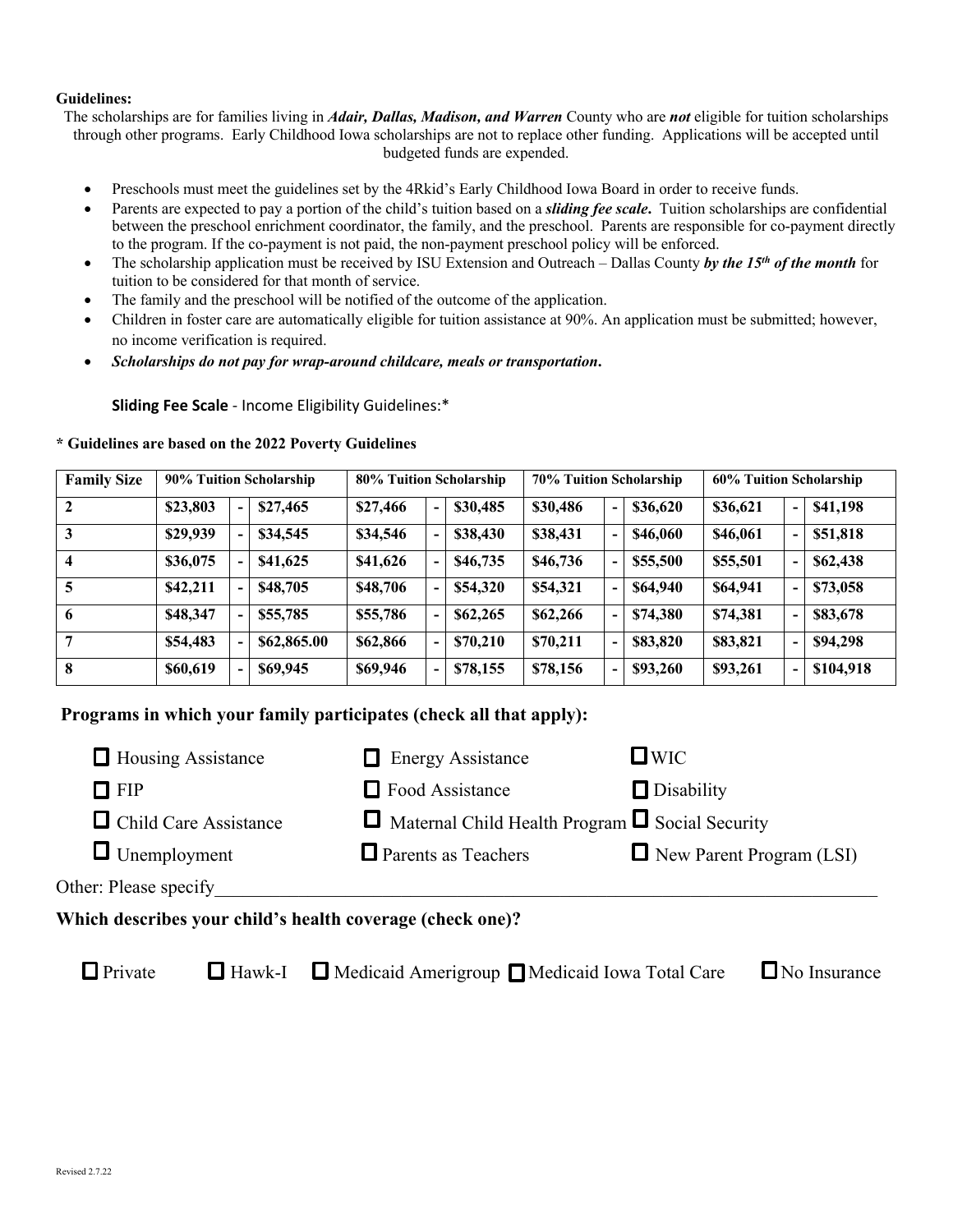**Guidelines:**

The scholarships are for families living in ***Adair, Dallas, Madison, and Warren*** County who are ***not*** eligible for tuition scholarships through other programs. Early Childhood Iowa scholarships are not to replace other funding. Applications will be accepted until budgeted funds are expended.

- Preschools must meet the guidelines set by the 4Rkid's Early Childhood Iowa Board in order to receive funds.
- Parents are expected to pay a portion of the child's tuition based on a ***sliding fee scale*****.** Tuition scholarships are confidential between the preschool enrichment coordinator, the family, and the preschool. Parents are responsible for co-payment directly to the program. If the co-payment is not paid, the non-payment preschool policy will be enforced.
- The scholarship application must be received by ISU Extension and Outreach – Dallas County ***by the 15th of the month*** for tuition to be considered for that month of service.
- The family and the preschool will be notified of the outcome of the application.
- Children in foster care are automatically eligible for tuition assistance at 90%. An application must be submitted; however, no income verification is required.
- ***Scholarships do not pay for wrap-around childcare, meals or transportation*****.**

**Sliding Fee Scale** - Income Eligibility Guidelines:*

**\* Guidelines are based on the 2022 Poverty Guidelines**

| Family Size | 90% Tuition Scholarship | | | 80% Tuition Scholarship | | | 70% Tuition Scholarship | | | 60% Tuition Scholarship | | |
|---|---|---|---|---|---|---|---|---|---|---|---|---|
| 2 | $23,803 | - | $27,465 | $27,466 | - | $30,485 | $30,486 | - | $36,620 | $36,621 | - | $41,198 |
| 3 | $29,939 | - | $34,545 | $34,546 | - | $38,430 | $38,431 | - | $46,060 | $46,061 | - | $51,818 |
| 4 | $36,075 | - | $41,625 | $41,626 | - | $46,735 | $46,736 | - | $55,500 | $55,501 | - | $62,438 |
| 5 | $42,211 | - | $48,705 | $48,706 | - | $54,320 | $54,321 | - | $64,940 | $64,941 | - | $73,058 |
| 6 | $48,347 | - | $55,785 | $55,786 | - | $62,265 | $62,266 | - | $74,380 | $74,381 | - | $83,678 |
| 7 | $54,483 | - | $62,865.00 | $62,866 | - | $70,210 | $70,211 | - | $83,820 | $83,821 | - | $94,298 |
| 8 | $60,619 | - | $69,945 | $69,946 | - | $78,155 | $78,156 | - | $93,260 | $93,261 | - | $104,918 |

**Programs in which your family participates (check all that apply):**

- ☐ Housing Assistance
- ☐ Energy Assistance
- ☐ WIC
- ☐ FIP
- ☐ Food Assistance
- ☐ Disability
- ☐ Child Care Assistance
- ☐ Maternal Child Health Program
- ☐ Social Security
- ☐ Unemployment
- ☐ Parents as Teachers
- ☐ New Parent Program (LSI)

Other: Please specify\_\_\_\_\_\_\_\_\_\_\_\_\_\_\_\_\_\_\_\_\_\_\_\_\_\_\_\_\_\_\_\_\_\_\_\_\_\_\_\_\_\_\_\_\_\_\_\_\_\_\_\_

**Which describes your child's health coverage (check one)?**

☐ Private ☐ Hawk-I ☐ Medicaid Amerigroup ☐ Medicaid Iowa Total Care ☐ No Insurance

Revised 2.7.22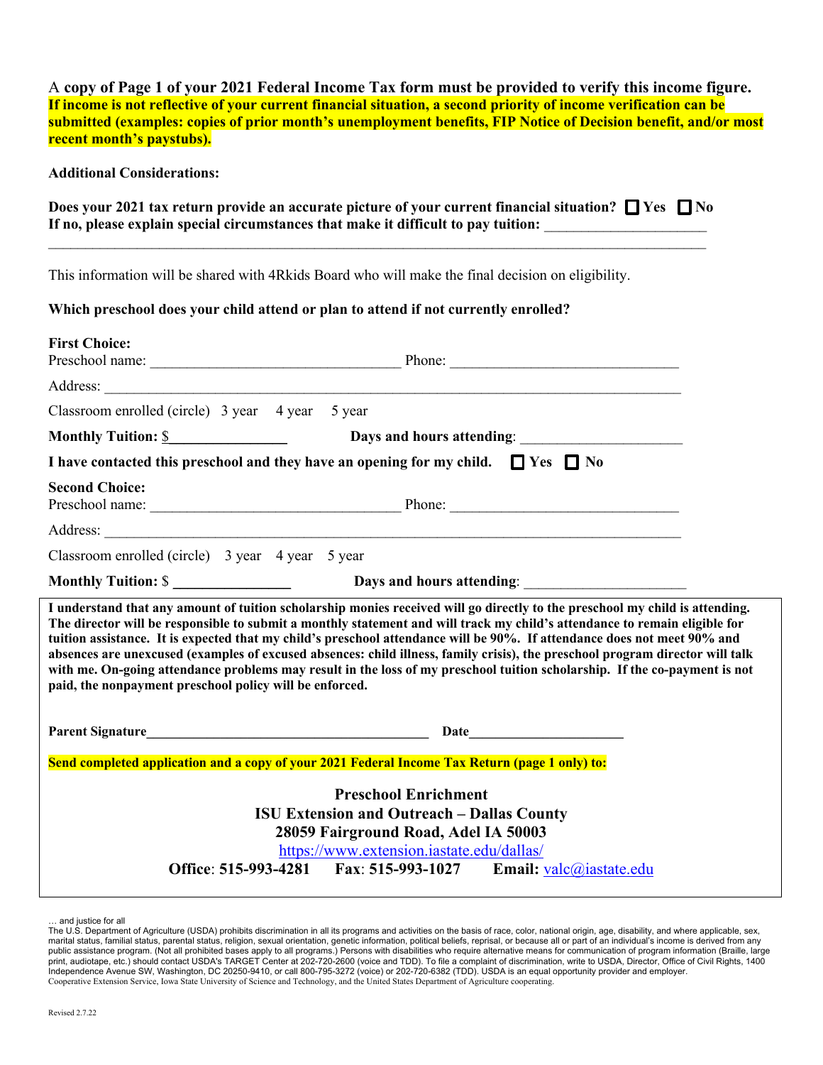A **copy of Page 1 of your 2021 Federal Income Tax form must be provided to verify this income figure.**
**If income is not reflective of your current financial situation, a second priority of income verification can be submitted (examples: copies of prior month's unemployment benefits, FIP Notice of Decision benefit, and/or most recent month's paystubs).**

**Additional Considerations:**

**Does your 2021 tax return provide an accurate picture of your current financial situation?** ☐ **Yes** ☐ **No**
**If no, please explain special circumstances that make it difficult to pay tuition:** ______________________
__________________________________________________________________________________________

This information will be shared with 4Rkids Board who will make the final decision on eligibility.

**Which preschool does your child attend or plan to attend if not currently enrolled?**

**First Choice:**
Preschool name: _________________________________ Phone: ______________________________

Address: ____________________________________________________________________________

Classroom enrolled (circle) 3 year 4 year 5 year

**Monthly Tuition:** $________________ **Days and hours attending**: ______________________

**I have contacted this preschool and they have an opening for my child.** ☐ **Yes** ☐ **No**

**Second Choice:**
Preschool name: _________________________________ Phone: ______________________________

Address: ____________________________________________________________________________

Classroom enrolled (circle) 3 year 4 year 5 year

**Monthly Tuition:** $ ________________ **Days and hours attending**: ______________________

**I understand that any amount of tuition scholarship monies received will go directly to the preschool my child is attending. The director will be responsible to submit a monthly statement and will track my child's attendance to remain eligible for tuition assistance. It is expected that my child's preschool attendance will be 90%. If attendance does not meet 90% and absences are unexcused (examples of excused absences: child illness, family crisis), the preschool program director will talk with me. On-going attendance problems may result in the loss of my preschool tuition scholarship. If the co-payment is not paid, the nonpayment preschool policy will be enforced.**

**Parent Signature**_________________________________________ **Date**______________________

**Send completed application and a copy of your 2021 Federal Income Tax Return (page 1 only) to:**

**Preschool Enrichment**
**ISU Extension and Outreach – Dallas County**
**28059 Fairground Road, Adel IA 50003**
https://www.extension.iastate.edu/dallas/
**Office**: **515-993-4281** **Fax**: **515-993-1027** **Email:** valc@iastate.edu

… and justice for all
The U.S. Department of Agriculture (USDA) prohibits discrimination in all its programs and activities on the basis of race, color, national origin, age, disability, and where applicable, sex, marital status, familial status, parental status, religion, sexual orientation, genetic information, political beliefs, reprisal, or because all or part of an individual's income is derived from any public assistance program. (Not all prohibited bases apply to all programs.) Persons with disabilities who require alternative means for communication of program information (Braille, large print, audiotape, etc.) should contact USDA's TARGET Center at 202-720-2600 (voice and TDD). To file a complaint of discrimination, write to USDA, Director, Office of Civil Rights, 1400 Independence Avenue SW, Washington, DC 20250-9410, or call 800-795-3272 (voice) or 202-720-6382 (TDD). USDA is an equal opportunity provider and employer.
Cooperative Extension Service, Iowa State University of Science and Technology, and the United States Department of Agriculture cooperating.

Revised 2.7.22